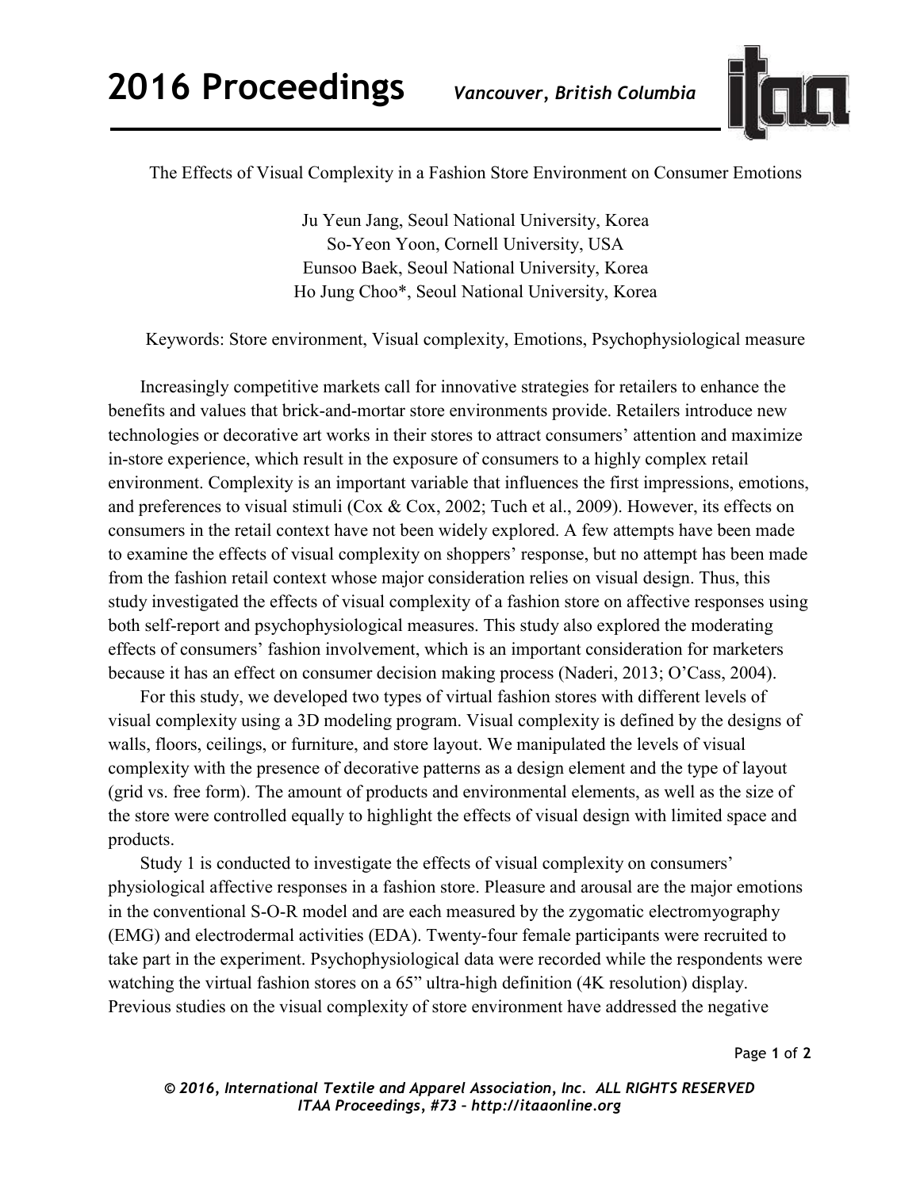# The Effects of Visual Complexity in a Fashion Store Environment on Consumer Emotions

Ju Yeun Jang, Seoul National University, Korea
So-Yeon Yoon, Cornell University, USA
Eunsoo Baek, Seoul National University, Korea
Ho Jung Choo*, Seoul National University, Korea

Keywords: Store environment, Visual complexity, Emotions, Psychophysiological measure

Increasingly competitive markets call for innovative strategies for retailers to enhance the benefits and values that brick-and-mortar store environments provide. Retailers introduce new technologies or decorative art works in their stores to attract consumers' attention and maximize in-store experience, which result in the exposure of consumers to a highly complex retail environment. Complexity is an important variable that influences the first impressions, emotions, and preferences to visual stimuli (Cox & Cox, 2002; Tuch et al., 2009). However, its effects on consumers in the retail context have not been widely explored. A few attempts have been made to examine the effects of visual complexity on shoppers' response, but no attempt has been made from the fashion retail context whose major consideration relies on visual design. Thus, this study investigated the effects of visual complexity of a fashion store on affective responses using both self-report and psychophysiological measures. This study also explored the moderating effects of consumers' fashion involvement, which is an important consideration for marketers because it has an effect on consumer decision making process (Naderi, 2013; O'Cass, 2004).

For this study, we developed two types of virtual fashion stores with different levels of visual complexity using a 3D modeling program. Visual complexity is defined by the designs of walls, floors, ceilings, or furniture, and store layout. We manipulated the levels of visual complexity with the presence of decorative patterns as a design element and the type of layout (grid vs. free form). The amount of products and environmental elements, as well as the size of the store were controlled equally to highlight the effects of visual design with limited space and products.

Study 1 is conducted to investigate the effects of visual complexity on consumers' physiological affective responses in a fashion store. Pleasure and arousal are the major emotions in the conventional S-O-R model and are each measured by the zygomatic electromyography (EMG) and electrodermal activities (EDA). Twenty-four female participants were recruited to take part in the experiment. Psychophysiological data were recorded while the respondents were watching the virtual fashion stores on a 65" ultra-high definition (4K resolution) display. Previous studies on the visual complexity of store environment have addressed the negative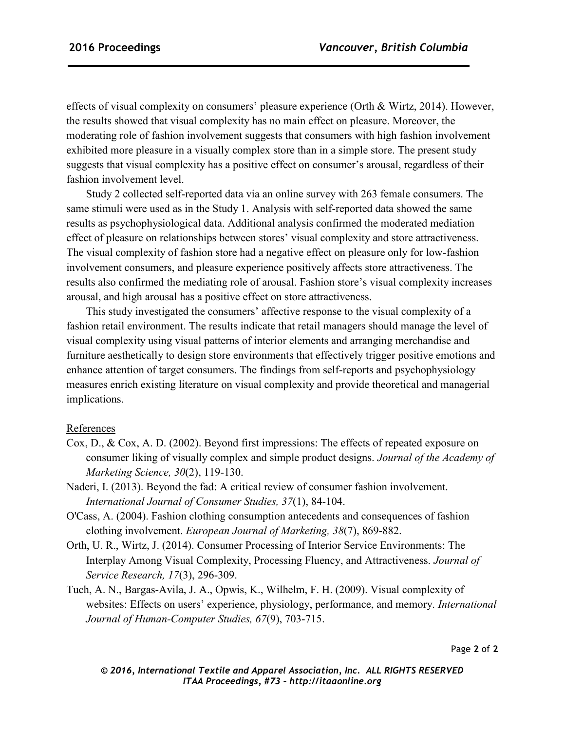effects of visual complexity on consumers' pleasure experience (Orth & Wirtz, 2014). However, the results showed that visual complexity has no main effect on pleasure. Moreover, the moderating role of fashion involvement suggests that consumers with high fashion involvement exhibited more pleasure in a visually complex store than in a simple store. The present study suggests that visual complexity has a positive effect on consumer's arousal, regardless of their fashion involvement level.

Study 2 collected self-reported data via an online survey with 263 female consumers. The same stimuli were used as in the Study 1. Analysis with self-reported data showed the same results as psychophysiological data. Additional analysis confirmed the moderated mediation effect of pleasure on relationships between stores' visual complexity and store attractiveness. The visual complexity of fashion store had a negative effect on pleasure only for low-fashion involvement consumers, and pleasure experience positively affects store attractiveness. The results also confirmed the mediating role of arousal. Fashion store's visual complexity increases arousal, and high arousal has a positive effect on store attractiveness.

This study investigated the consumers' affective response to the visual complexity of a fashion retail environment. The results indicate that retail managers should manage the level of visual complexity using visual patterns of interior elements and arranging merchandise and furniture aesthetically to design store environments that effectively trigger positive emotions and enhance attention of target consumers. The findings from self-reports and psychophysiology measures enrich existing literature on visual complexity and provide theoretical and managerial implications.

References

Cox, D., & Cox, A. D. (2002). Beyond first impressions: The effects of repeated exposure on consumer liking of visually complex and simple product designs. *Journal of the Academy of Marketing Science, 30*(2), 119-130.

Naderi, I. (2013). Beyond the fad: A critical review of consumer fashion involvement. *International Journal of Consumer Studies, 37*(1), 84-104.

O'Cass, A. (2004). Fashion clothing consumption antecedents and consequences of fashion clothing involvement. *European Journal of Marketing, 38*(7), 869-882.

Orth, U. R., Wirtz, J. (2014). Consumer Processing of Interior Service Environments: The Interplay Among Visual Complexity, Processing Fluency, and Attractiveness. *Journal of Service Research, 17*(3), 296-309.

Tuch, A. N., Bargas-Avila, J. A., Opwis, K., Wilhelm, F. H. (2009). Visual complexity of websites: Effects on users' experience, physiology, performance, and memory. *International Journal of Human-Computer Studies, 67*(9), 703-715.